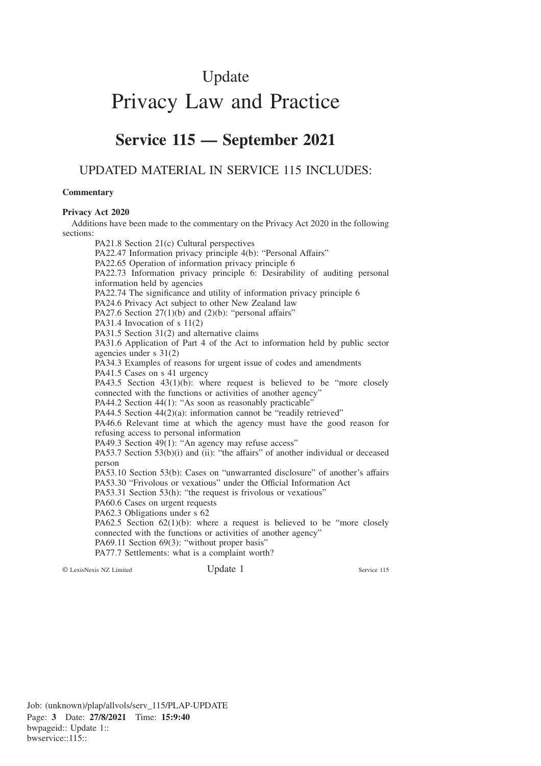# Update

# Privacy Law and Practice

## Service 115 — September 2021

### UPDATED MATERIAL IN SERVICE 115 INCLUDES:

**Commentary**

**Privacy Act 2020**

Additions have been made to the commentary on the Privacy Act 2020 in the following sections:

- PA21.8 Section 21(c) Cultural perspectives
- PA22.47 Information privacy principle 4(b): "Personal Affairs"
- PA22.65 Operation of information privacy principle 6
- PA22.73 Information privacy principle 6: Desirability of auditing personal information held by agencies
- PA22.74 The significance and utility of information privacy principle 6
- PA24.6 Privacy Act subject to other New Zealand law
- PA27.6 Section 27(1)(b) and (2)(b): "personal affairs"
- PA31.4 Invocation of s 11(2)
- PA31.5 Section 31(2) and alternative claims
- PA31.6 Application of Part 4 of the Act to information held by public sector agencies under s 31(2)
- PA34.3 Examples of reasons for urgent issue of codes and amendments
- PA41.5 Cases on s 41 urgency
- PA43.5 Section 43(1)(b): where request is believed to be "more closely connected with the functions or activities of another agency"
- PA44.2 Section 44(1): "As soon as reasonably practicable"
- PA44.5 Section 44(2)(a): information cannot be "readily retrieved"
- PA46.6 Relevant time at which the agency must have the good reason for refusing access to personal information
- PA49.3 Section 49(1): "An agency may refuse access"
- PA53.7 Section 53(b)(i) and (ii): "the affairs" of another individual or deceased person
- PA53.10 Section 53(b): Cases on "unwarranted disclosure" of another's affairs
- PA53.30 "Frivolous or vexatious" under the Official Information Act
- PA53.31 Section 53(h): "the request is frivolous or vexatious"
- PA60.6 Cases on urgent requests
- PA62.3 Obligations under s 62
- PA62.5 Section 62(1)(b): where a request is believed to be "more closely connected with the functions or activities of another agency"
- PA69.11 Section 69(3): "without proper basis"
- PA77.7 Settlements: what is a complaint worth?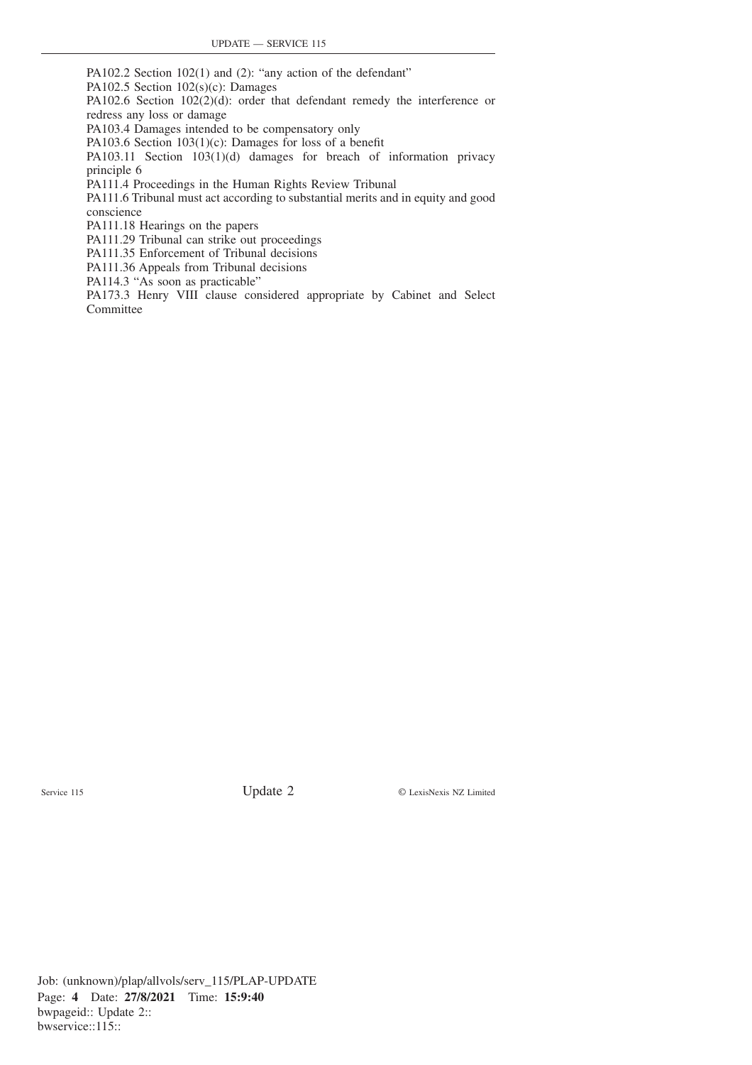PA102.2 Section 102(1) and (2): "any action of the defendant"

PA102.5 Section 102(s)(c): Damages

PA102.6 Section 102(2)(d): order that defendant remedy the interference or redress any loss or damage

PA103.4 Damages intended to be compensatory only

PA103.6 Section 103(1)(c): Damages for loss of a benefit

PA103.11 Section 103(1)(d) damages for breach of information privacy principle 6

PA111.4 Proceedings in the Human Rights Review Tribunal

PA111.6 Tribunal must act according to substantial merits and in equity and good conscience

PA111.18 Hearings on the papers

PA111.29 Tribunal can strike out proceedings

PA111.35 Enforcement of Tribunal decisions

PA111.36 Appeals from Tribunal decisions

PA114.3 "As soon as practicable"

PA173.3 Henry VIII clause considered appropriate by Cabinet and Select Committee